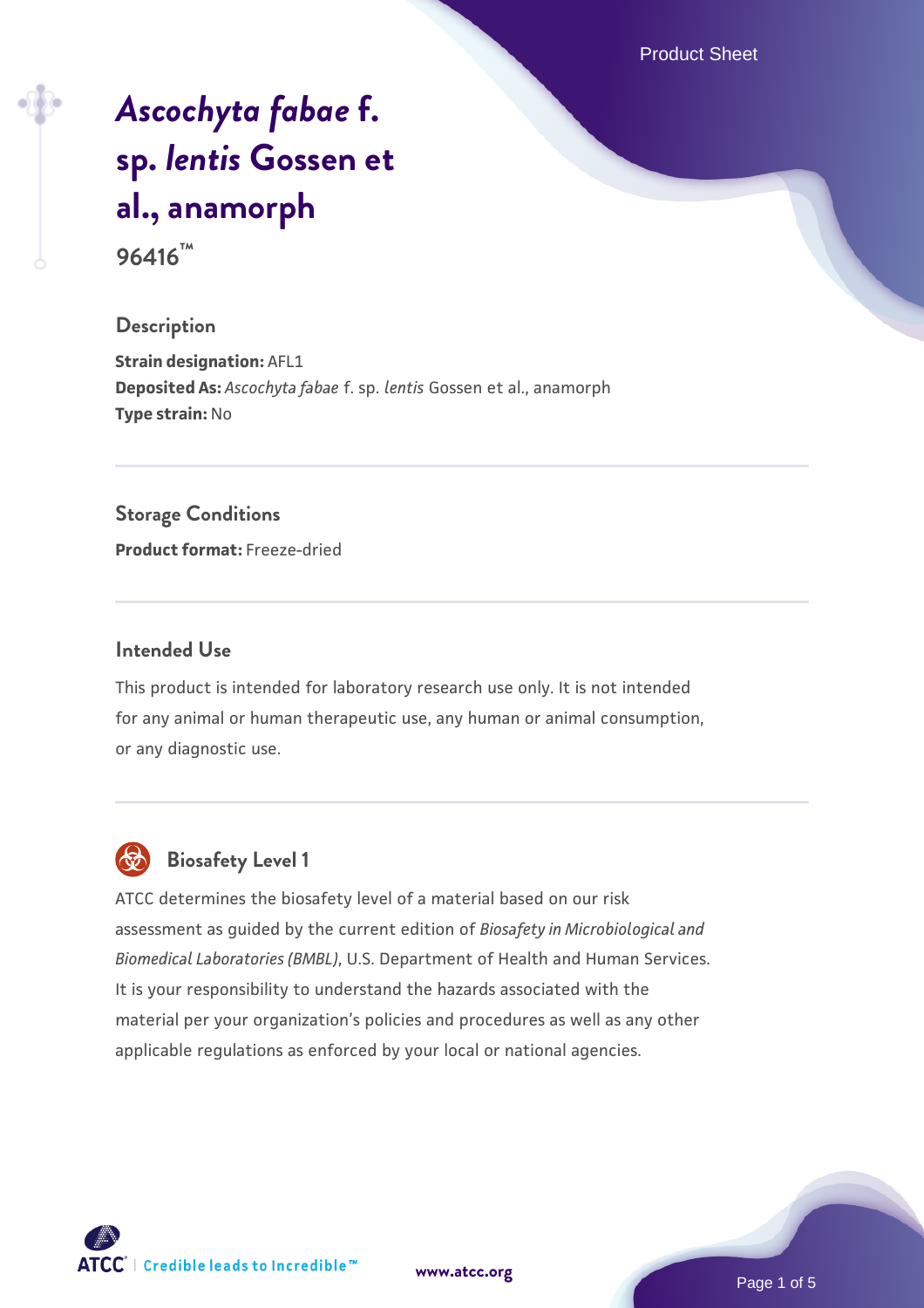# *Ascochyta fabae* f. sp. *lentis* Gossen et al., anamorph

**96416™**

## Description

**Strain designation:** AFL1

**Deposited As:** *Ascochyta fabae* f. sp. *lentis* Gossen et al., anamorph

**Type strain:** No

## Storage Conditions

**Product format:** Freeze-dried

## Intended Use

This product is intended for laboratory research use only. It is not intended for any animal or human therapeutic use, any human or animal consumption, or any diagnostic use.

## Biosafety Level 1

ATCC determines the biosafety level of a material based on our risk assessment as guided by the current edition of *Biosafety in Microbiological and Biomedical Laboratories (BMBL)*, U.S. Department of Health and Human Services. It is your responsibility to understand the hazards associated with the material per your organization's policies and procedures as well as any other applicable regulations as enforced by your local or national agencies.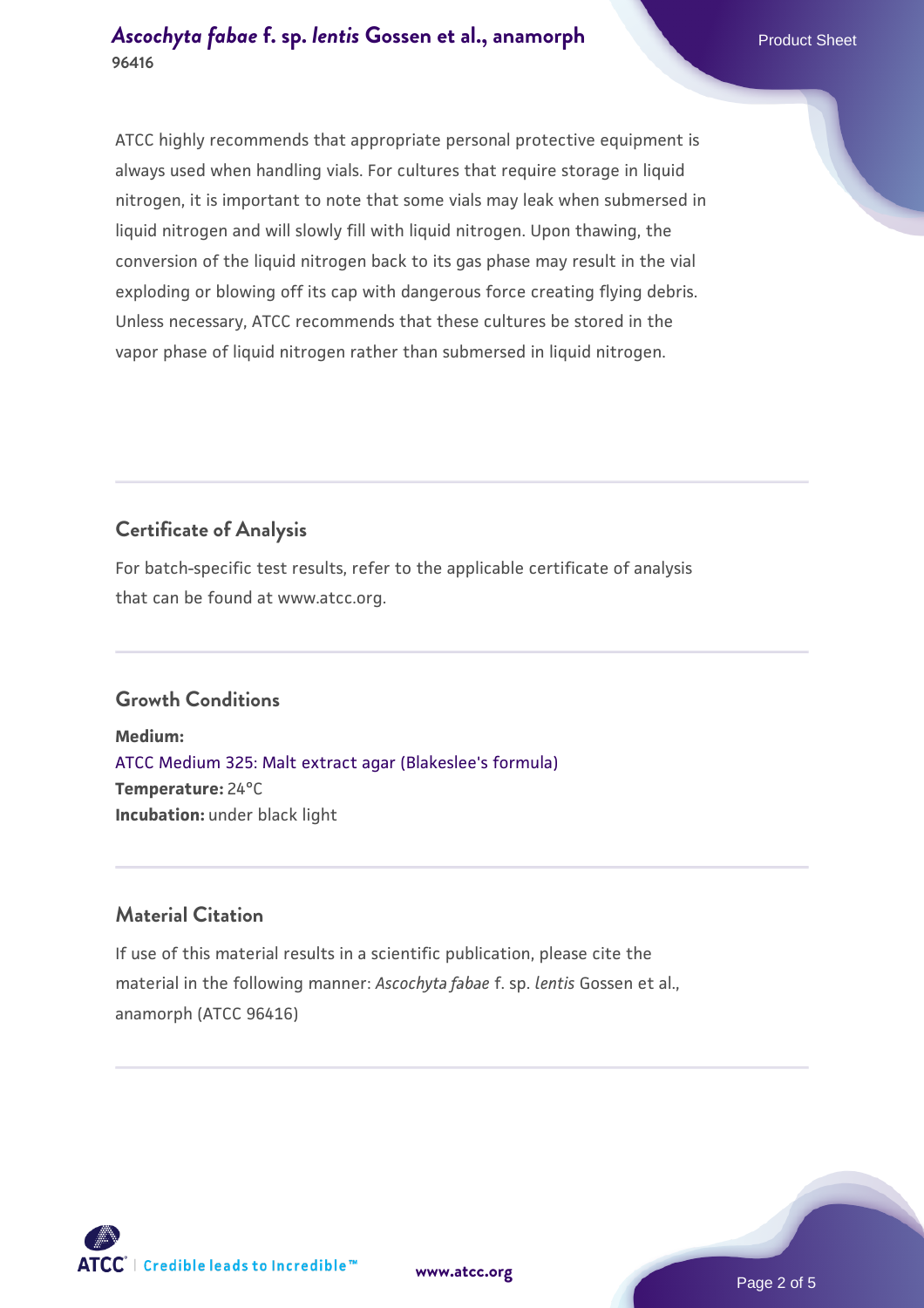ATCC highly recommends that appropriate personal protective equipment is always used when handling vials. For cultures that require storage in liquid nitrogen, it is important to note that some vials may leak when submersed in liquid nitrogen and will slowly fill with liquid nitrogen. Upon thawing, the conversion of the liquid nitrogen back to its gas phase may result in the vial exploding or blowing off its cap with dangerous force creating flying debris. Unless necessary, ATCC recommends that these cultures be stored in the vapor phase of liquid nitrogen rather than submersed in liquid nitrogen.

## Certificate of Analysis

For batch-specific test results, refer to the applicable certificate of analysis that can be found at www.atcc.org.

## Growth Conditions

**Medium:**
ATCC Medium 325: Malt extract agar (Blakeslee's formula)
**Temperature:** 24°C
**Incubation:** under black light

## Material Citation

If use of this material results in a scientific publication, please cite the material in the following manner: *Ascochyta fabae* f. sp. *lentis* Gossen et al., anamorph (ATCC 96416)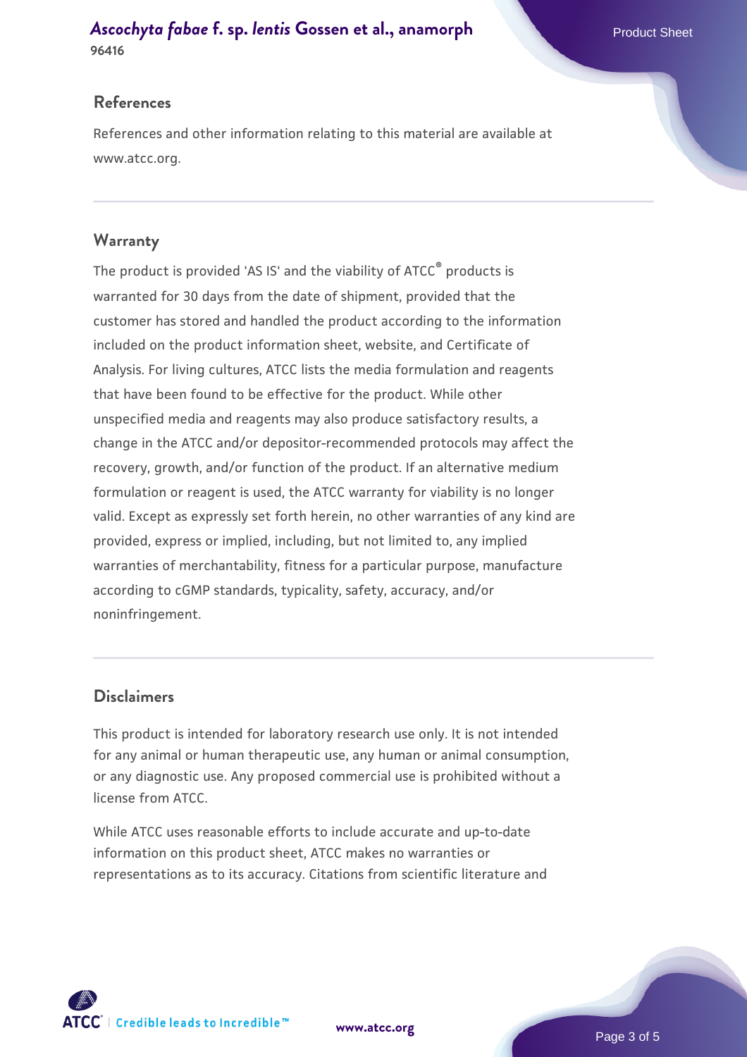## References

References and other information relating to this material are available at www.atcc.org.

## Warranty

The product is provided 'AS IS' and the viability of ATCC® products is warranted for 30 days from the date of shipment, provided that the customer has stored and handled the product according to the information included on the product information sheet, website, and Certificate of Analysis. For living cultures, ATCC lists the media formulation and reagents that have been found to be effective for the product. While other unspecified media and reagents may also produce satisfactory results, a change in the ATCC and/or depositor-recommended protocols may affect the recovery, growth, and/or function of the product. If an alternative medium formulation or reagent is used, the ATCC warranty for viability is no longer valid. Except as expressly set forth herein, no other warranties of any kind are provided, express or implied, including, but not limited to, any implied warranties of merchantability, fitness for a particular purpose, manufacture according to cGMP standards, typicality, safety, accuracy, and/or noninfringement.

## Disclaimers

This product is intended for laboratory research use only. It is not intended for any animal or human therapeutic use, any human or animal consumption, or any diagnostic use. Any proposed commercial use is prohibited without a license from ATCC.

While ATCC uses reasonable efforts to include accurate and up-to-date information on this product sheet, ATCC makes no warranties or representations as to its accuracy. Citations from scientific literature and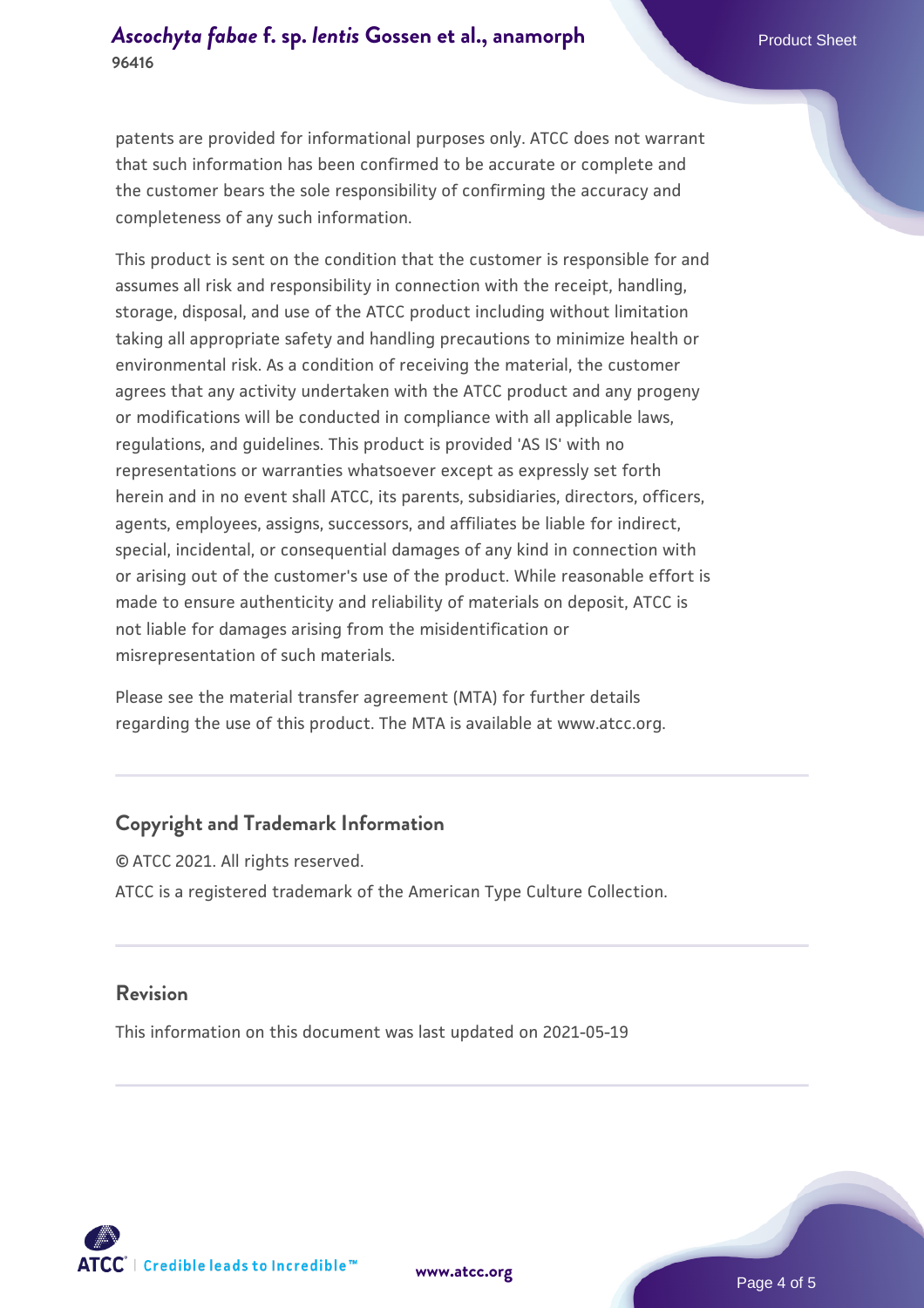patents are provided for informational purposes only. ATCC does not warrant that such information has been confirmed to be accurate or complete and the customer bears the sole responsibility of confirming the accuracy and completeness of any such information.

This product is sent on the condition that the customer is responsible for and assumes all risk and responsibility in connection with the receipt, handling, storage, disposal, and use of the ATCC product including without limitation taking all appropriate safety and handling precautions to minimize health or environmental risk. As a condition of receiving the material, the customer agrees that any activity undertaken with the ATCC product and any progeny or modifications will be conducted in compliance with all applicable laws, regulations, and guidelines. This product is provided 'AS IS' with no representations or warranties whatsoever except as expressly set forth herein and in no event shall ATCC, its parents, subsidiaries, directors, officers, agents, employees, assigns, successors, and affiliates be liable for indirect, special, incidental, or consequential damages of any kind in connection with or arising out of the customer's use of the product. While reasonable effort is made to ensure authenticity and reliability of materials on deposit, ATCC is not liable for damages arising from the misidentification or misrepresentation of such materials.

Please see the material transfer agreement (MTA) for further details regarding the use of this product. The MTA is available at www.atcc.org.

## Copyright and Trademark Information

© ATCC 2021. All rights reserved.

ATCC is a registered trademark of the American Type Culture Collection.

## Revision

This information on this document was last updated on 2021-05-19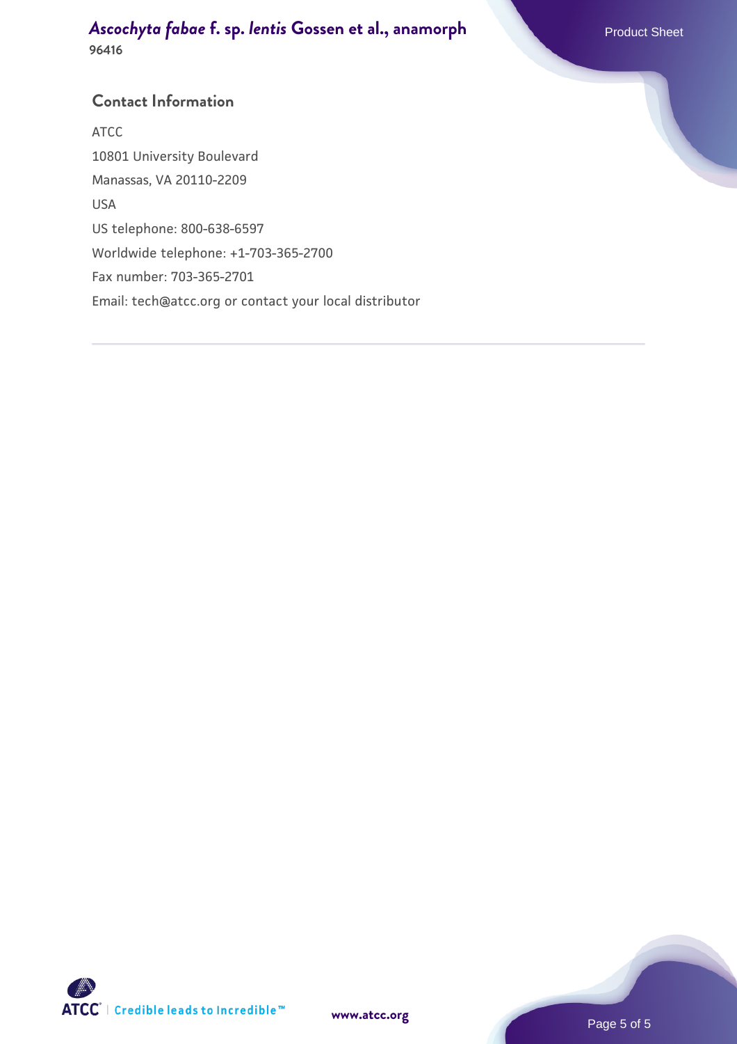## Contact Information

ATCC

10801 University Boulevard

Manassas, VA 20110-2209

USA

US telephone: 800-638-6597

Worldwide telephone: +1-703-365-2700

Fax number: 703-365-2701

Email: tech@atcc.org or contact your local distributor